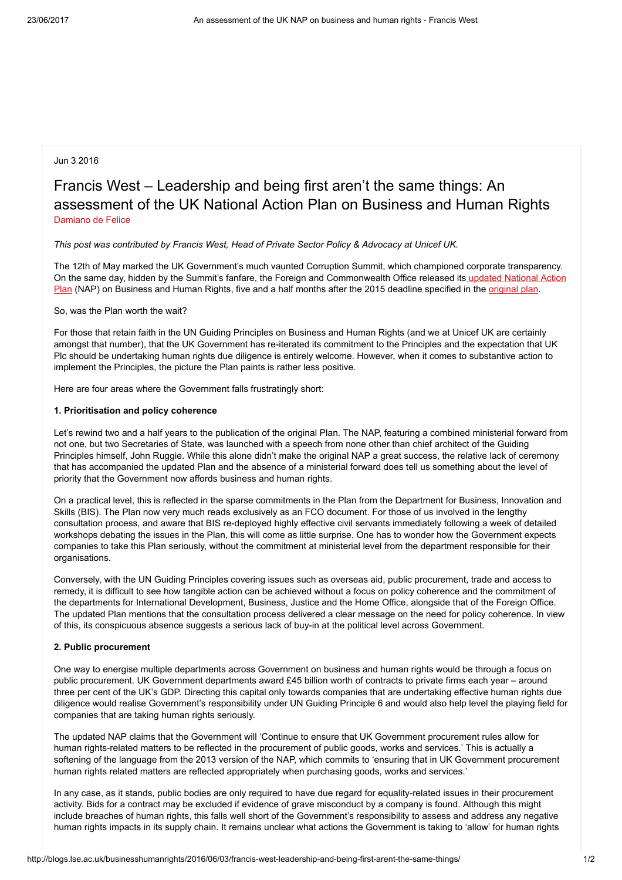Jun 3 2016

# Francis West – Leadership and being first aren't the same things: An assessment of the UK National Action Plan on Business and Human Rights

Damiano de Felice

*This post was contributed by Francis West, Head of Private Sector Policy & Advocacy at Unicef UK.*

The 12th of May marked the UK Government's much vaunted Corruption Summit, which championed corporate transparency. On the same day, hidden by the Summit's fanfare, the Foreign and Commonwealth Office released its updated National Action Plan (NAP) on Business and Human Rights, five and a half months after the 2015 deadline specified in the original plan.

So, was the Plan worth the wait?

For those that retain faith in the UN Guiding Principles on Business and Human Rights (and we at Unicef UK are certainly amongst that number), that the UK Government has re-iterated its commitment to the Principles and the expectation that UK Plc should be undertaking human rights due diligence is entirely welcome. However, when it comes to substantive action to implement the Principles, the picture the Plan paints is rather less positive.

Here are four areas where the Government falls frustratingly short:

**1. Prioritisation and policy coherence**

Let's rewind two and a half years to the publication of the original Plan. The NAP, featuring a combined ministerial forward from not one, but two Secretaries of State, was launched with a speech from none other than chief architect of the Guiding Principles himself, John Ruggie. While this alone didn't make the original NAP a great success, the relative lack of ceremony that has accompanied the updated Plan and the absence of a ministerial forward does tell us something about the level of priority that the Government now affords business and human rights.

On a practical level, this is reflected in the sparse commitments in the Plan from the Department for Business, Innovation and Skills (BIS). The Plan now very much reads exclusively as an FCO document. For those of us involved in the lengthy consultation process, and aware that BIS re-deployed highly effective civil servants immediately following a week of detailed workshops debating the issues in the Plan, this will come as little surprise. One has to wonder how the Government expects companies to take this Plan seriously, without the commitment at ministerial level from the department responsible for their organisations.

Conversely, with the UN Guiding Principles covering issues such as overseas aid, public procurement, trade and access to remedy, it is difficult to see how tangible action can be achieved without a focus on policy coherence and the commitment of the departments for International Development, Business, Justice and the Home Office, alongside that of the Foreign Office. The updated Plan mentions that the consultation process delivered a clear message on the need for policy coherence. In view of this, its conspicuous absence suggests a serious lack of buy-in at the political level across Government.

**2. Public procurement**

One way to energise multiple departments across Government on business and human rights would be through a focus on public procurement. UK Government departments award £45 billion worth of contracts to private firms each year – around three per cent of the UK's GDP. Directing this capital only towards companies that are undertaking effective human rights due diligence would realise Government's responsibility under UN Guiding Principle 6 and would also help level the playing field for companies that are taking human rights seriously.

The updated NAP claims that the Government will 'Continue to ensure that UK Government procurement rules allow for human rights-related matters to be reflected in the procurement of public goods, works and services.' This is actually a softening of the language from the 2013 version of the NAP, which commits to 'ensuring that in UK Government procurement human rights related matters are reflected appropriately when purchasing goods, works and services.'

In any case, as it stands, public bodies are only required to have due regard for equality-related issues in their procurement activity. Bids for a contract may be excluded if evidence of grave misconduct by a company is found. Although this might include breaches of human rights, this falls well short of the Government's responsibility to assess and address any negative human rights impacts in its supply chain. It remains unclear what actions the Government is taking to 'allow' for human rights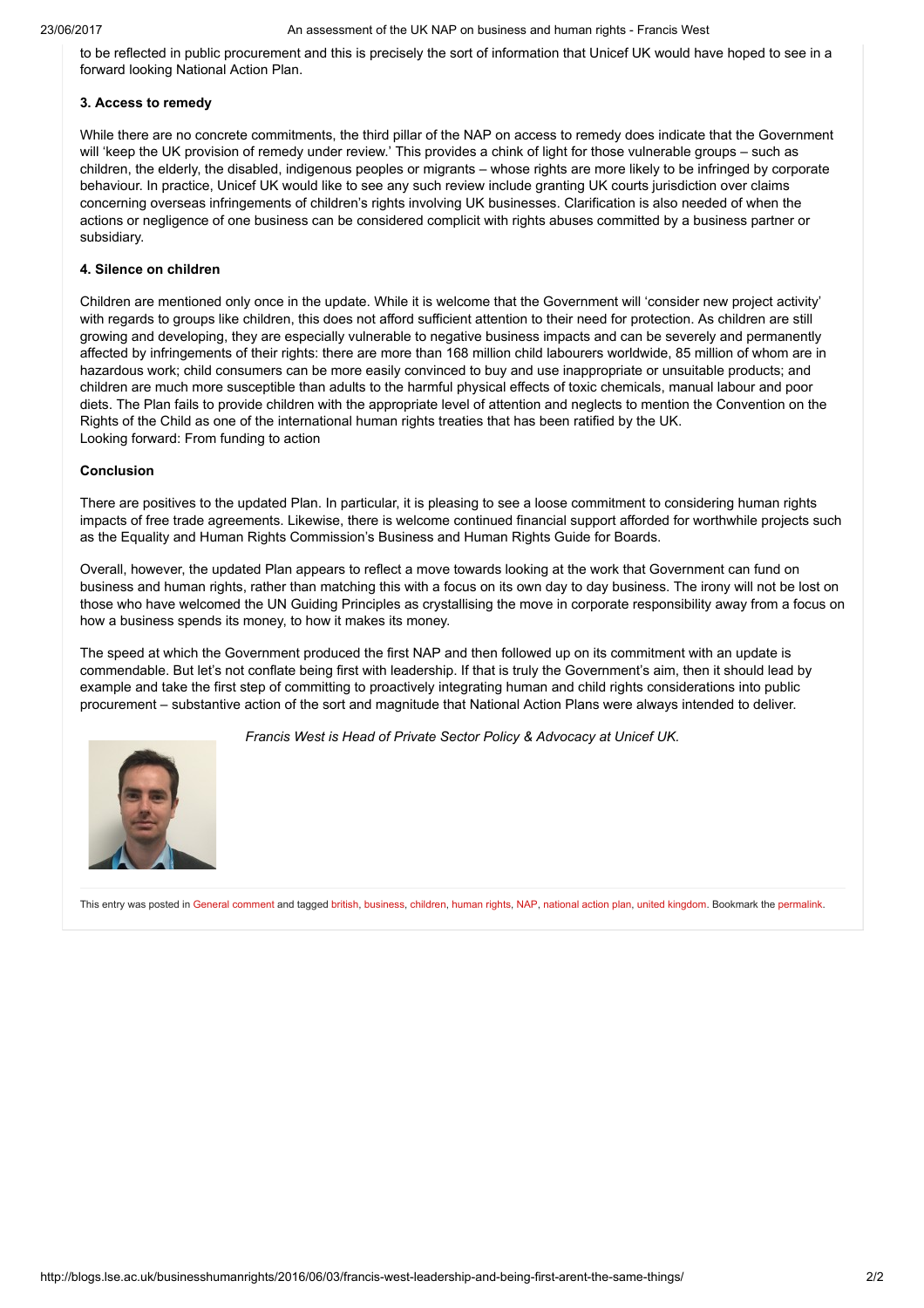to be reflected in public procurement and this is precisely the sort of information that Unicef UK would have hoped to see in a forward looking National Action Plan.

**3. Access to remedy**

While there are no concrete commitments, the third pillar of the NAP on access to remedy does indicate that the Government will 'keep the UK provision of remedy under review.' This provides a chink of light for those vulnerable groups – such as children, the elderly, the disabled, indigenous peoples or migrants – whose rights are more likely to be infringed by corporate behaviour. In practice, Unicef UK would like to see any such review include granting UK courts jurisdiction over claims concerning overseas infringements of children's rights involving UK businesses. Clarification is also needed of when the actions or negligence of one business can be considered complicit with rights abuses committed by a business partner or subsidiary.

**4. Silence on children**

Children are mentioned only once in the update. While it is welcome that the Government will 'consider new project activity' with regards to groups like children, this does not afford sufficient attention to their need for protection. As children are still growing and developing, they are especially vulnerable to negative business impacts and can be severely and permanently affected by infringements of their rights: there are more than 168 million child labourers worldwide, 85 million of whom are in hazardous work; child consumers can be more easily convinced to buy and use inappropriate or unsuitable products; and children are much more susceptible than adults to the harmful physical effects of toxic chemicals, manual labour and poor diets. The Plan fails to provide children with the appropriate level of attention and neglects to mention the Convention on the Rights of the Child as one of the international human rights treaties that has been ratified by the UK.
Looking forward: From funding to action

**Conclusion**

There are positives to the updated Plan. In particular, it is pleasing to see a loose commitment to considering human rights impacts of free trade agreements. Likewise, there is welcome continued financial support afforded for worthwhile projects such as the Equality and Human Rights Commission's Business and Human Rights Guide for Boards.

Overall, however, the updated Plan appears to reflect a move towards looking at the work that Government can fund on business and human rights, rather than matching this with a focus on its own day to day business. The irony will not be lost on those who have welcomed the UN Guiding Principles as crystallising the move in corporate responsibility away from a focus on how a business spends its money, to how it makes its money.

The speed at which the Government produced the first NAP and then followed up on its commitment with an update is commendable. But let's not conflate being first with leadership. If that is truly the Government's aim, then it should lead by example and take the first step of committing to proactively integrating human and child rights considerations into public procurement – substantive action of the sort and magnitude that National Action Plans were always intended to deliver.

*Francis West is Head of Private Sector Policy & Advocacy at Unicef UK.*

This entry was posted in General comment and tagged british, business, children, human rights, NAP, national action plan, united kingdom. Bookmark the permalink.